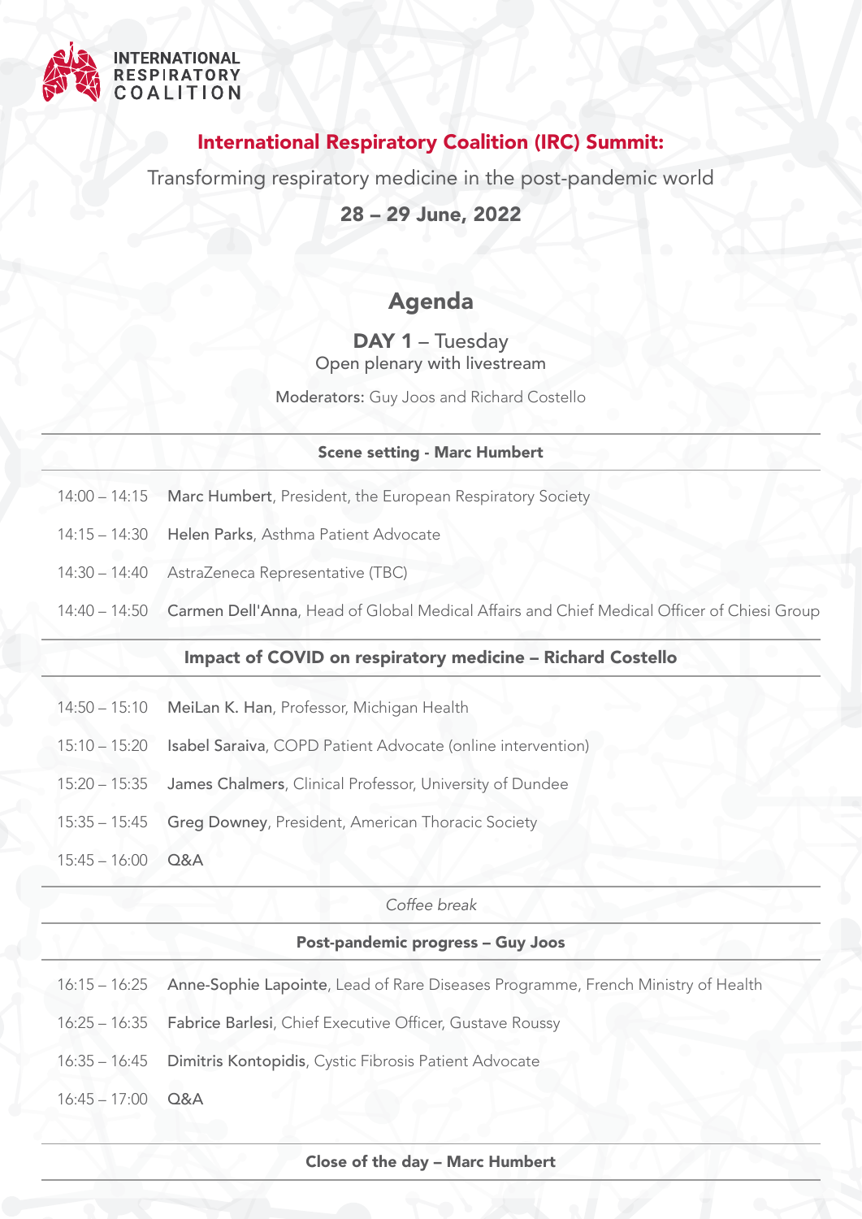INTERNATIONAL RESPIRATORY COALITION

# International Respiratory Coalition (IRC) Summit:

Transforming respiratory medicine in the post-pandemic world

**28 – 29 June, 2022**

## Agenda

**DAY 1** – Tuesday
Open plenary with livestream

**Moderators:** Guy Joos and Richard Costello

### Scene setting - Marc Humbert

| | |
|---|---|
| 14:00 – 14:15 | **Marc Humbert**, President, the European Respiratory Society |
| 14:15 – 14:30 | **Helen Parks**, Asthma Patient Advocate |
| 14:30 – 14:40 | AstraZeneca Representative (TBC) |
| 14:40 – 14:50 | **Carmen Dell'Anna**, Head of Global Medical Affairs and Chief Medical Officer of Chiesi Group |

### Impact of COVID on respiratory medicine – Richard Costello

| | |
|---|---|
| 14:50 – 15:10 | **MeiLan K. Han**, Professor, Michigan Health |
| 15:10 – 15:20 | **Isabel Saraiva**, COPD Patient Advocate (online intervention) |
| 15:20 – 15:35 | **James Chalmers**, Clinical Professor, University of Dundee |
| 15:35 – 15:45 | **Greg Downey**, President, American Thoracic Society |
| 15:45 – 16:00 | Q&A |

*Coffee break*

### Post-pandemic progress – Guy Joos

| | |
|---|---|
| 16:15 – 16:25 | **Anne-Sophie Lapointe**, Lead of Rare Diseases Programme, French Ministry of Health |
| 16:25 – 16:35 | **Fabrice Barlesi**, Chief Executive Officer, Gustave Roussy |
| 16:35 – 16:45 | **Dimitris Kontopidis**, Cystic Fibrosis Patient Advocate |
| 16:45 – 17:00 | Q&A |

### Close of the day – Marc Humbert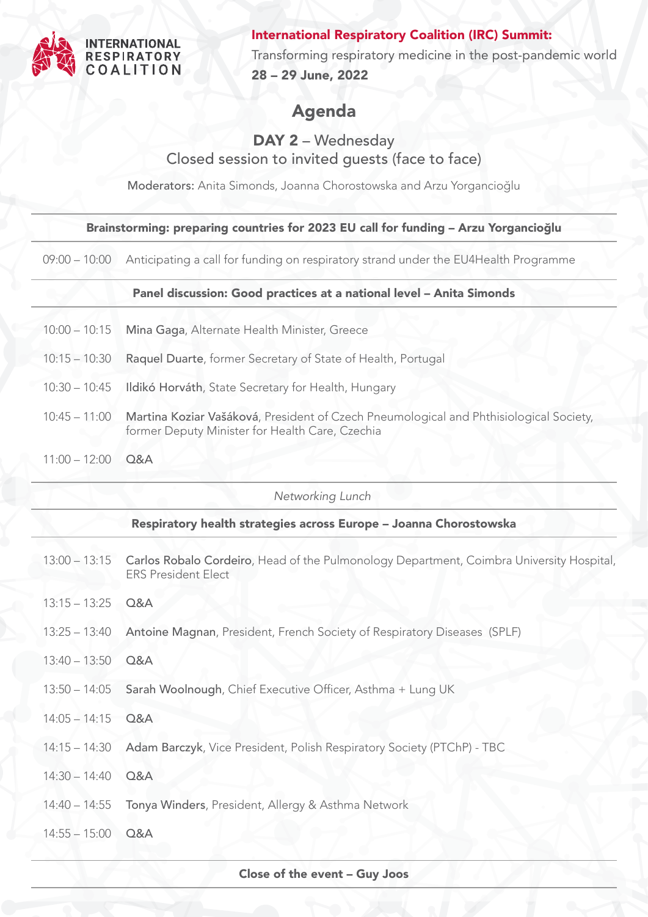INTERNATIONAL RESPIRATORY COALITION

**International Respiratory Coalition (IRC) Summit:**

Transforming respiratory medicine in the post-pandemic world

**28 – 29 June, 2022**

# Agenda

## DAY 2 – Wednesday

## Closed session to invited guests (face to face)

Moderators: Anita Simonds, Joanna Chorostowska and Arzu Yorgancioğlu

**Brainstorming: preparing countries for 2023 EU call for funding – Arzu Yorgancioğlu**

| | |
|---|---|
| 09:00 – 10:00 | Anticipating a call for funding on respiratory strand under the EU4Health Programme |

**Panel discussion: Good practices at a national level – Anita Simonds**

| | |
|---|---|
| 10:00 – 10:15 | **Mina Gaga**, Alternate Health Minister, Greece |
| 10:15 – 10:30 | **Raquel Duarte**, former Secretary of State of Health, Portugal |
| 10:30 – 10:45 | **Ildikó Horváth**, State Secretary for Health, Hungary |
| 10:45 – 11:00 | **Martina Koziar Vašáková**, President of Czech Pneumological and Phthisiological Society, former Deputy Minister for Health Care, Czechia |
| 11:00 – 12:00 | Q&A |

*Networking Lunch*

**Respiratory health strategies across Europe – Joanna Chorostowska**

| | |
|---|---|
| 13:00 – 13:15 | **Carlos Robalo Cordeiro**, Head of the Pulmonology Department, Coimbra University Hospital, ERS President Elect |
| 13:15 – 13:25 | Q&A |
| 13:25 – 13:40 | **Antoine Magnan**, President, French Society of Respiratory Diseases (SPLF) |
| 13:40 – 13:50 | Q&A |
| 13:50 – 14:05 | **Sarah Woolnough**, Chief Executive Officer, Asthma + Lung UK |
| 14:05 – 14:15 | Q&A |
| 14:15 – 14:30 | **Adam Barczyk**, Vice President, Polish Respiratory Society (PTChP) - TBC |
| 14:30 – 14:40 | Q&A |
| 14:40 – 14:55 | **Tonya Winders**, President, Allergy & Asthma Network |
| 14:55 – 15:00 | Q&A |

**Close of the event – Guy Joos**